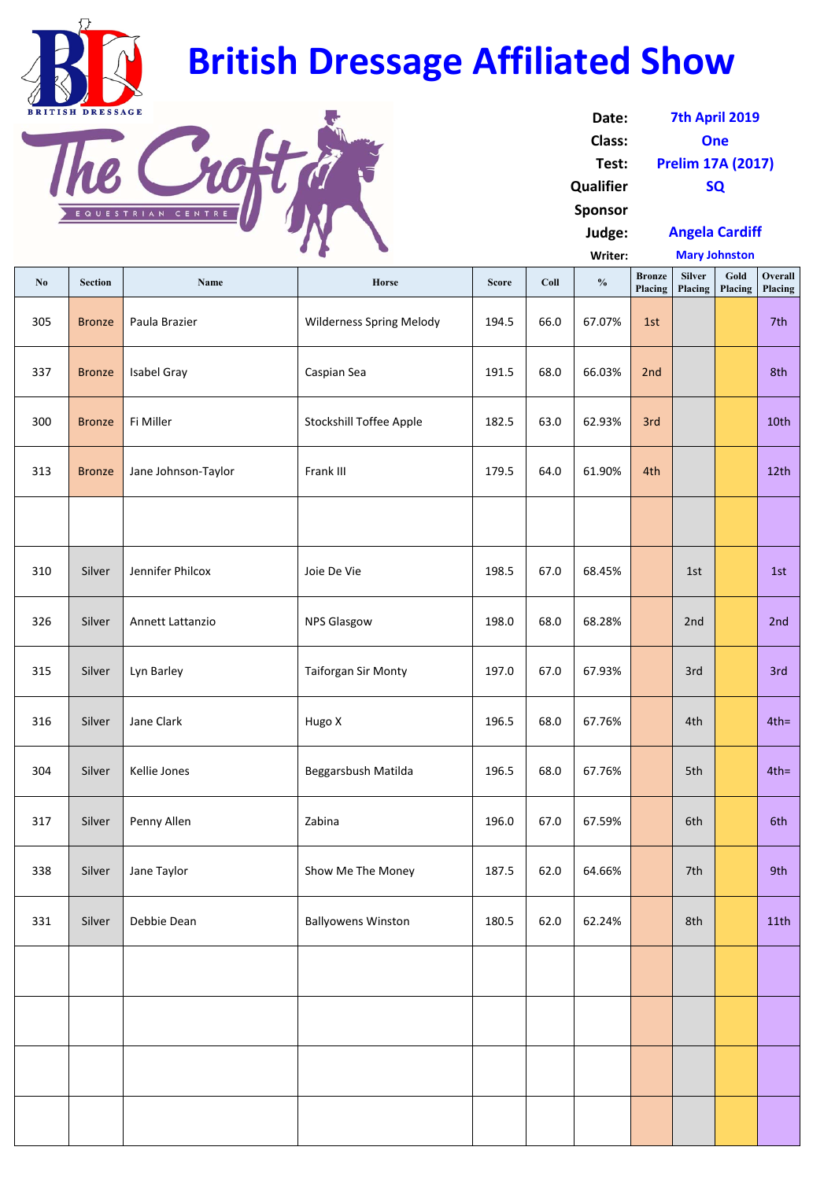# British Dressage Affiliated Show

BRITISH DRESSAGE

The Croft
EQUESTRIAN CENTRE

| | |
|---|---|
| **Date:** | **7th April 2019** |
| **Class:** | **One** |
| **Test:** | **Prelim 17A (2017)** |
| **Qualifier** | **SQ** |
| **Sponsor** | |
| **Judge:** | **Angela Cardiff** |
| **Writer:** | **Mary Johnston** |

| No | Section | Name | Horse | Score | Coll | % | Bronze Placing | Silver Placing | Gold Placing | Overall Placing |
|---|---|---|---|---|---|---|---|---|---|---|
| 305 | Bronze | Paula Brazier | Wilderness Spring Melody | 194.5 | 66.0 | 67.07% | 1st | | | 7th |
| 337 | Bronze | Isabel Gray | Caspian Sea | 191.5 | 68.0 | 66.03% | 2nd | | | 8th |
| 300 | Bronze | Fi Miller | Stockshill Toffee Apple | 182.5 | 63.0 | 62.93% | 3rd | | | 10th |
| 313 | Bronze | Jane Johnson-Taylor | Frank III | 179.5 | 64.0 | 61.90% | 4th | | | 12th |
| | | | | | | | | | | |
| 310 | Silver | Jennifer Philcox | Joie De Vie | 198.5 | 67.0 | 68.45% | | 1st | | 1st |
| 326 | Silver | Annett Lattanzio | NPS Glasgow | 198.0 | 68.0 | 68.28% | | 2nd | | 2nd |
| 315 | Silver | Lyn Barley | Taiforgan Sir Monty | 197.0 | 67.0 | 67.93% | | 3rd | | 3rd |
| 316 | Silver | Jane Clark | Hugo X | 196.5 | 68.0 | 67.76% | | 4th | | 4th= |
| 304 | Silver | Kellie Jones | Beggarsbush Matilda | 196.5 | 68.0 | 67.76% | | 5th | | 4th= |
| 317 | Silver | Penny Allen | Zabina | 196.0 | 67.0 | 67.59% | | 6th | | 6th |
| 338 | Silver | Jane Taylor | Show Me The Money | 187.5 | 62.0 | 64.66% | | 7th | | 9th |
| 331 | Silver | Debbie Dean | Ballyowens Winston | 180.5 | 62.0 | 62.24% | | 8th | | 11th |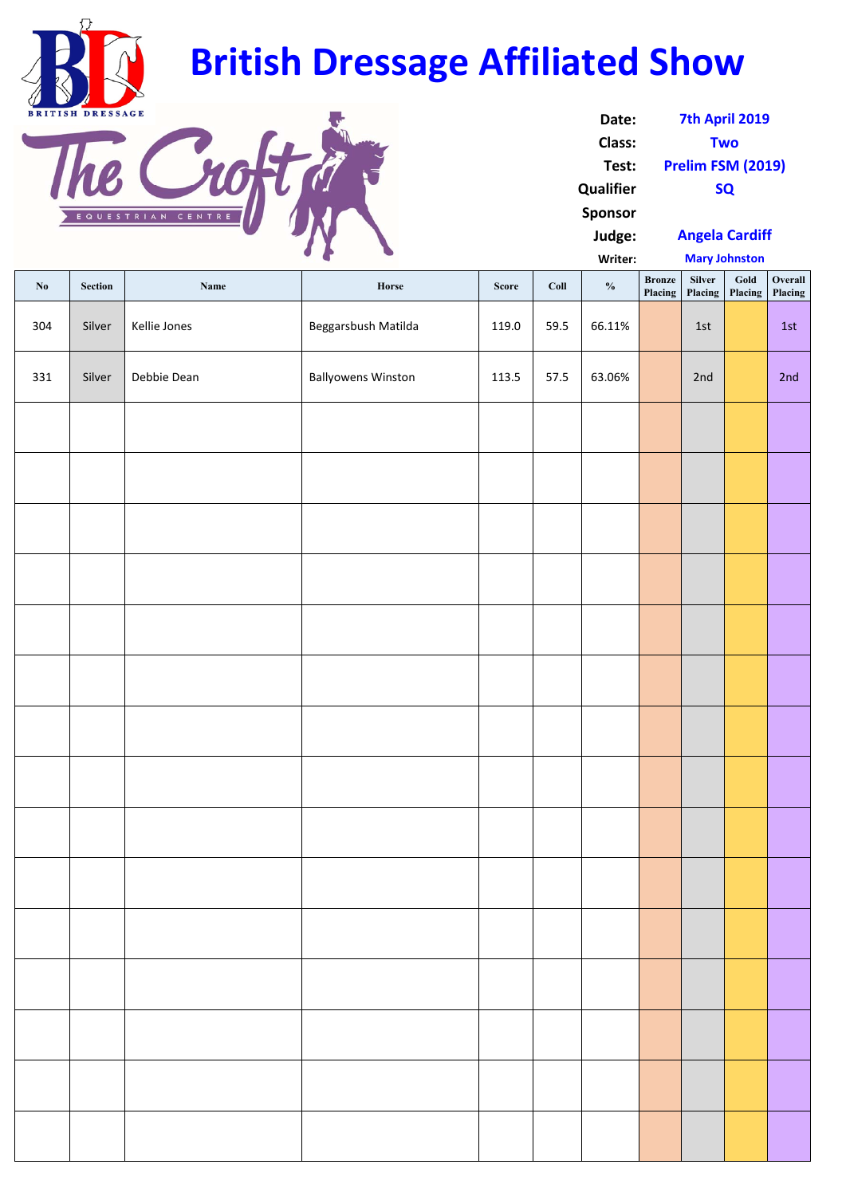# British Dressage Affiliated Show

BRITISH DRESSAGE

The Croft
EQUESTRIAN CENTRE

**Date:** 7th April 2019
**Class:** Two
**Test:** Prelim FSM (2019)
**Qualifier** SQ
**Sponsor**
**Judge:** Angela Cardiff
**Writer:** Mary Johnston

| No | Section | Name | Horse | Score | Coll | % | Bronze Placing | Silver Placing | Gold Placing | Overall Placing |
|---|---|---|---|---|---|---|---|---|---|---|
| 304 | Silver | Kellie Jones | Beggarsbush Matilda | 119.0 | 59.5 | 66.11% | | 1st | | 1st |
| 331 | Silver | Debbie Dean | Ballyowens Winston | 113.5 | 57.5 | 63.06% | | 2nd | | 2nd |
| | | | | | | | | | | |
| | | | | | | | | | | |
| | | | | | | | | | | |
| | | | | | | | | | | |
| | | | | | | | | | | |
| | | | | | | | | | | |
| | | | | | | | | | | |
| | | | | | | | | | | |
| | | | | | | | | | | |
| | | | | | | | | | | |
| | | | | | | | | | | |
| | | | | | | | | | | |
| | | | | | | | | | | |
| | | | | | | | | | | |
| | | | | | | | | | | |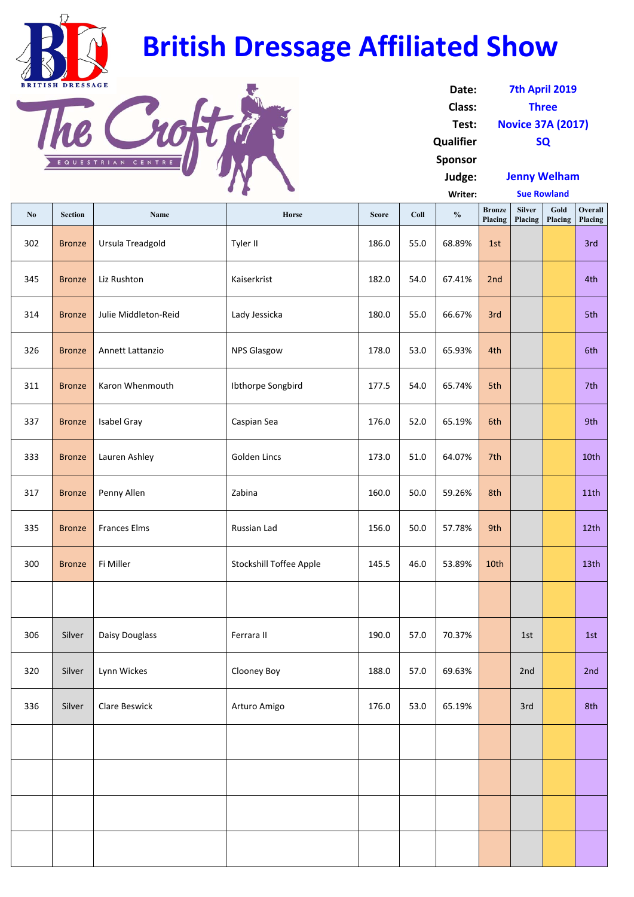# British Dressage Affiliated Show

BRITISH DRESSAGE

The Croft EQUESTRIAN CENTRE

| | |
|---|---|
| **Date:** | **7th April 2019** |
| **Class:** | **Three** |
| **Test:** | **Novice 37A (2017)** |
| **Qualifier** | **SQ** |
| **Sponsor** | |
| **Judge:** | **Jenny Welham** |
| **Writer:** | **Sue Rowland** |

| No | Section | Name | Horse | Score | Coll | % | Bronze Placing | Silver Placing | Gold Placing | Overall Placing |
|---|---|---|---|---|---|---|---|---|---|---|
| 302 | Bronze | Ursula Treadgold | Tyler II | 186.0 | 55.0 | 68.89% | 1st | | | 3rd |
| 345 | Bronze | Liz Rushton | Kaiserkrist | 182.0 | 54.0 | 67.41% | 2nd | | | 4th |
| 314 | Bronze | Julie Middleton-Reid | Lady Jessicka | 180.0 | 55.0 | 66.67% | 3rd | | | 5th |
| 326 | Bronze | Annett Lattanzio | NPS Glasgow | 178.0 | 53.0 | 65.93% | 4th | | | 6th |
| 311 | Bronze | Karon Whenmouth | Ibthorpe Songbird | 177.5 | 54.0 | 65.74% | 5th | | | 7th |
| 337 | Bronze | Isabel Gray | Caspian Sea | 176.0 | 52.0 | 65.19% | 6th | | | 9th |
| 333 | Bronze | Lauren Ashley | Golden Lincs | 173.0 | 51.0 | 64.07% | 7th | | | 10th |
| 317 | Bronze | Penny Allen | Zabina | 160.0 | 50.0 | 59.26% | 8th | | | 11th |
| 335 | Bronze | Frances Elms | Russian Lad | 156.0 | 50.0 | 57.78% | 9th | | | 12th |
| 300 | Bronze | Fi Miller | Stockshill Toffee Apple | 145.5 | 46.0 | 53.89% | 10th | | | 13th |
| | | | | | | | | | | |
| 306 | Silver | Daisy Douglass | Ferrara II | 190.0 | 57.0 | 70.37% | | 1st | | 1st |
| 320 | Silver | Lynn Wickes | Clooney Boy | 188.0 | 57.0 | 69.63% | | 2nd | | 2nd |
| 336 | Silver | Clare Beswick | Arturo Amigo | 176.0 | 53.0 | 65.19% | | 3rd | | 8th |
| | | | | | | | | | | |
| | | | | | | | | | | |
| | | | | | | | | | | |
| | | | | | | | | | | |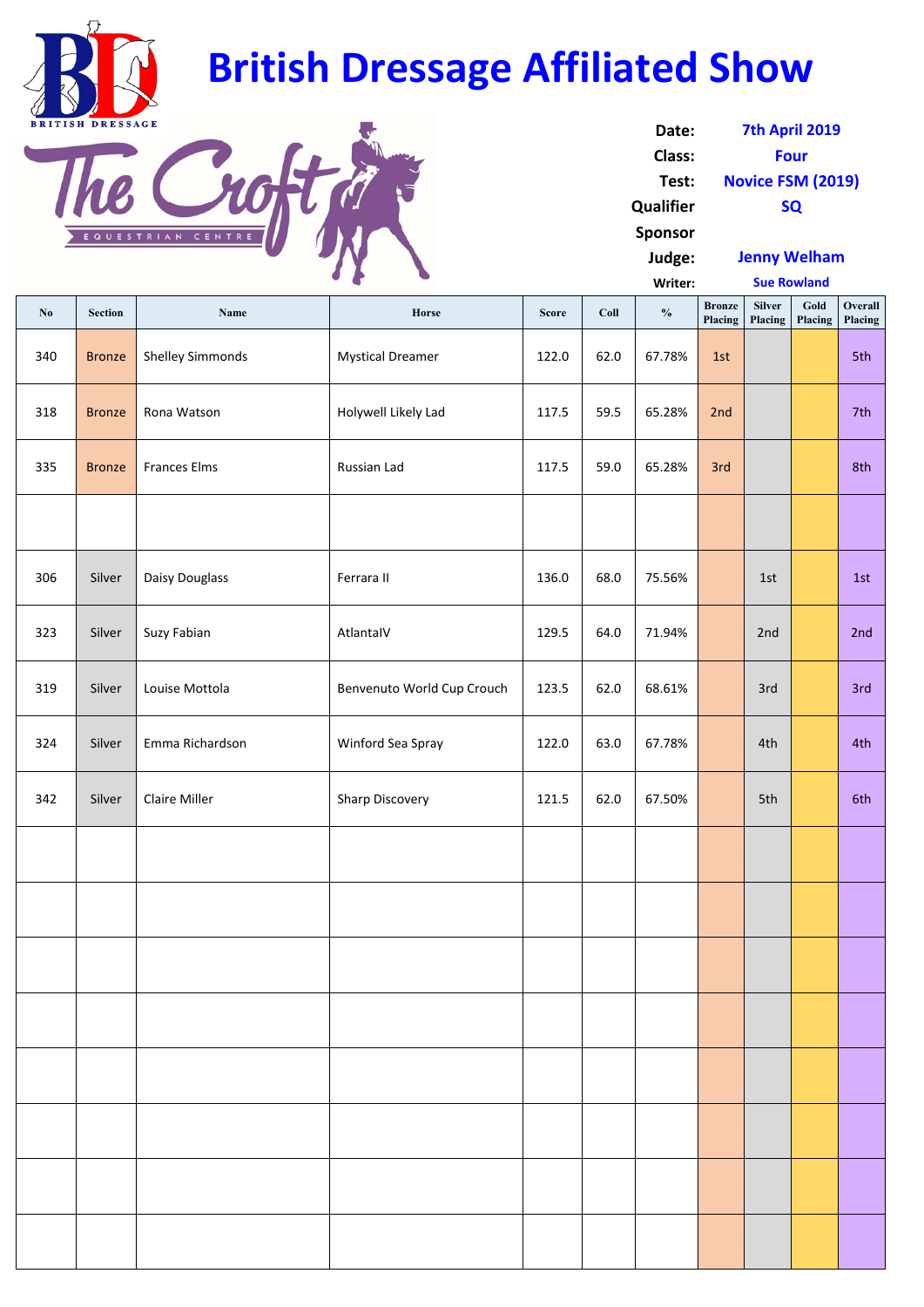# British Dressage Affiliated Show

BRITISH DRESSAGE

The Croft EQUESTRIAN CENTRE

**Date:** 7th April 2019
**Class:** Four
**Test:** Novice FSM (2019)
**Qualifier** SQ
**Sponsor**
**Judge:** Jenny Welham
**Writer:** Sue Rowland

| No | Section | Name | Horse | Score | Coll | % | Bronze Placing | Silver Placing | Gold Placing | Overall Placing |
|---|---|---|---|---|---|---|---|---|---|---|
| 340 | Bronze | Shelley Simmonds | Mystical Dreamer | 122.0 | 62.0 | 67.78% | 1st | | | 5th |
| 318 | Bronze | Rona Watson | Holywell Likely Lad | 117.5 | 59.5 | 65.28% | 2nd | | | 7th |
| 335 | Bronze | Frances Elms | Russian Lad | 117.5 | 59.0 | 65.28% | 3rd | | | 8th |
| | | | | | | | | | | |
| 306 | Silver | Daisy Douglass | Ferrara II | 136.0 | 68.0 | 75.56% | | 1st | | 1st |
| 323 | Silver | Suzy Fabian | AtlantaIV | 129.5 | 64.0 | 71.94% | | 2nd | | 2nd |
| 319 | Silver | Louise Mottola | Benvenuto World Cup Crouch | 123.5 | 62.0 | 68.61% | | 3rd | | 3rd |
| 324 | Silver | Emma Richardson | Winford Sea Spray | 122.0 | 63.0 | 67.78% | | 4th | | 4th |
| 342 | Silver | Claire Miller | Sharp Discovery | 121.5 | 62.0 | 67.50% | | 5th | | 6th |
| | | | | | | | | | | |
| | | | | | | | | | | |
| | | | | | | | | | | |
| | | | | | | | | | | |
| | | | | | | | | | | |
| | | | | | | | | | | |
| | | | | | | | | | | |
| | | | | | | | | | | |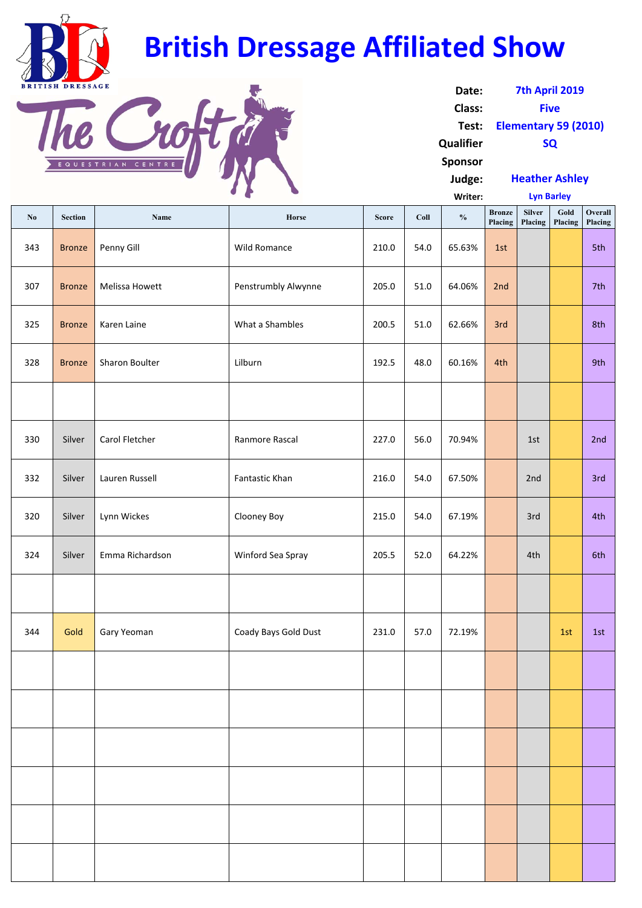# British Dressage Affiliated Show

BRITISH DRESSAGE

The Croft EQUESTRIAN CENTRE

**Date:** 7th April 2019
**Class:** Five
**Test:** Elementary 59 (2010)
**Qualifier** SQ
**Sponsor**
**Judge:** Heather Ashley
**Writer:** Lyn Barley

| No | Section | Name | Horse | Score | Coll | % | Bronze Placing | Silver Placing | Gold Placing | Overall Placing |
|---|---|---|---|---|---|---|---|---|---|---|
| 343 | Bronze | Penny Gill | Wild Romance | 210.0 | 54.0 | 65.63% | 1st | | | 5th |
| 307 | Bronze | Melissa Howett | Penstrumbly Alwynne | 205.0 | 51.0 | 64.06% | 2nd | | | 7th |
| 325 | Bronze | Karen Laine | What a Shambles | 200.5 | 51.0 | 62.66% | 3rd | | | 8th |
| 328 | Bronze | Sharon Boulter | Lilburn | 192.5 | 48.0 | 60.16% | 4th | | | 9th |
| | | | | | | | | | | |
| 330 | Silver | Carol Fletcher | Ranmore Rascal | 227.0 | 56.0 | 70.94% | | 1st | | 2nd |
| 332 | Silver | Lauren Russell | Fantastic Khan | 216.0 | 54.0 | 67.50% | | 2nd | | 3rd |
| 320 | Silver | Lynn Wickes | Clooney Boy | 215.0 | 54.0 | 67.19% | | 3rd | | 4th |
| 324 | Silver | Emma Richardson | Winford Sea Spray | 205.5 | 52.0 | 64.22% | | 4th | | 6th |
| | | | | | | | | | | |
| 344 | Gold | Gary Yeoman | Coady Bays Gold Dust | 231.0 | 57.0 | 72.19% | | | 1st | 1st |
| | | | | | | | | | | |
| | | | | | | | | | | |
| | | | | | | | | | | |
| | | | | | | | | | | |
| | | | | | | | | | | |
| | | | | | | | | | | |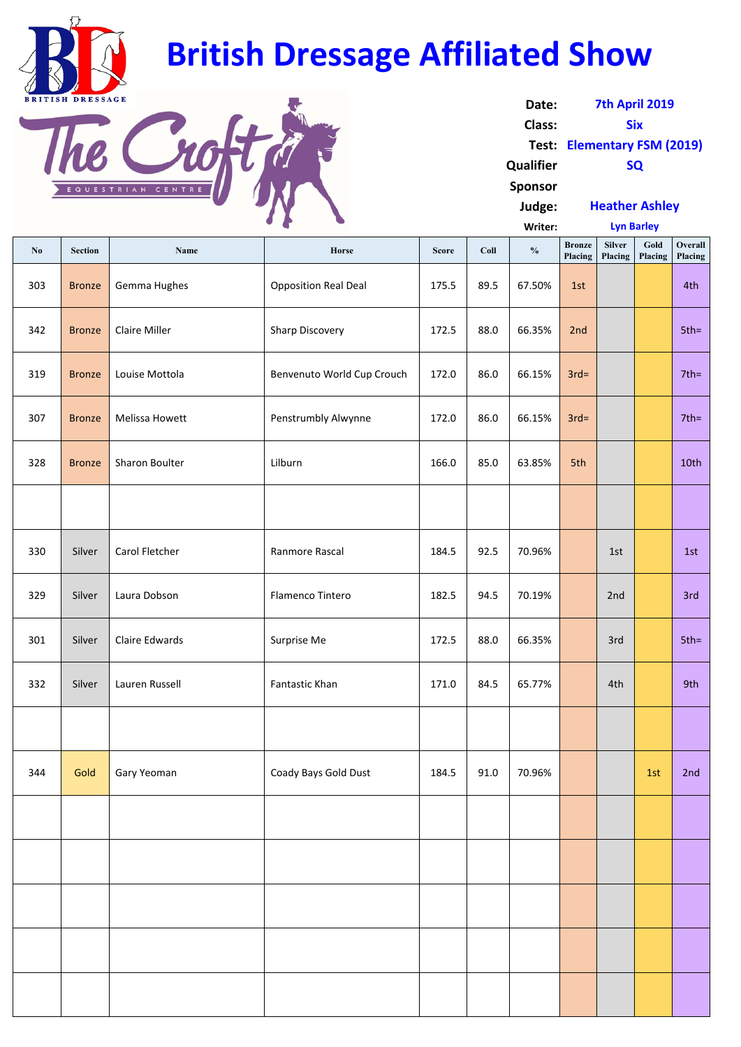# British Dressage Affiliated Show

**Date:** 7th April 2019
**Class:** Six
**Test:** Elementary FSM (2019)
**Qualifier** SQ
**Sponsor**
**Judge:** Heather Ashley
**Writer:** Lyn Barley

| No | Section | Name | Horse | Score | Coll | % | Bronze Placing | Silver Placing | Gold Placing | Overall Placing |
|---|---|---|---|---|---|---|---|---|---|---|
| 303 | Bronze | Gemma Hughes | Opposition Real Deal | 175.5 | 89.5 | 67.50% | 1st | | | 4th |
| 342 | Bronze | Claire Miller | Sharp Discovery | 172.5 | 88.0 | 66.35% | 2nd | | | 5th= |
| 319 | Bronze | Louise Mottola | Benvenuto World Cup Crouch | 172.0 | 86.0 | 66.15% | 3rd= | | | 7th= |
| 307 | Bronze | Melissa Howett | Penstrumbly Alwynne | 172.0 | 86.0 | 66.15% | 3rd= | | | 7th= |
| 328 | Bronze | Sharon Boulter | Lilburn | 166.0 | 85.0 | 63.85% | 5th | | | 10th |
| | | | | | | | | | | |
| 330 | Silver | Carol Fletcher | Ranmore Rascal | 184.5 | 92.5 | 70.96% | | 1st | | 1st |
| 329 | Silver | Laura Dobson | Flamenco Tintero | 182.5 | 94.5 | 70.19% | | 2nd | | 3rd |
| 301 | Silver | Claire Edwards | Surprise Me | 172.5 | 88.0 | 66.35% | | 3rd | | 5th= |
| 332 | Silver | Lauren Russell | Fantastic Khan | 171.0 | 84.5 | 65.77% | | 4th | | 9th |
| | | | | | | | | | | |
| 344 | Gold | Gary Yeoman | Coady Bays Gold Dust | 184.5 | 91.0 | 70.96% | | | 1st | 2nd |
| | | | | | | | | | | |
| | | | | | | | | | | |
| | | | | | | | | | | |
| | | | | | | | | | | |
| | | | | | | | | | | |